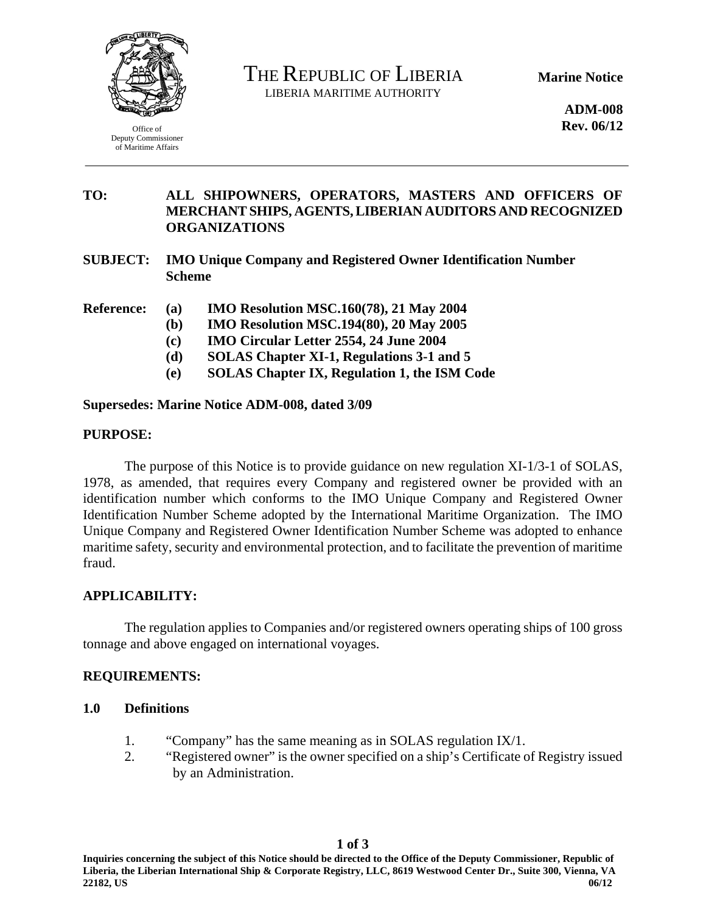Office of
Deputy Commissioner
of Maritime Affairs

# THE REPUBLIC OF LIBERIA

LIBERIA MARITIME AUTHORITY

**Marine Notice**

**ADM-008**
**Rev. 06/12**

---

**TO:** **ALL SHIPOWNERS, OPERATORS, MASTERS AND OFFICERS OF MERCHANT SHIPS, AGENTS, LIBERIAN AUDITORS AND RECOGNIZED ORGANIZATIONS**

**SUBJECT:** **IMO Unique Company and Registered Owner Identification Number Scheme**

**Reference:**
- **(a) IMO Resolution MSC.160(78), 21 May 2004**
- **(b) IMO Resolution MSC.194(80), 20 May 2005**
- **(c) IMO Circular Letter 2554, 24 June 2004**
- **(d) SOLAS Chapter XI-1, Regulations 3-1 and 5**
- **(e) SOLAS Chapter IX, Regulation 1, the ISM Code**

**Supersedes: Marine Notice ADM-008, dated 3/09**

## PURPOSE:

The purpose of this Notice is to provide guidance on new regulation XI-1/3-1 of SOLAS, 1978, as amended, that requires every Company and registered owner be provided with an identification number which conforms to the IMO Unique Company and Registered Owner Identification Number Scheme adopted by the International Maritime Organization. The IMO Unique Company and Registered Owner Identification Number Scheme was adopted to enhance maritime safety, security and environmental protection, and to facilitate the prevention of maritime fraud.

## APPLICABILITY:

The regulation applies to Companies and/or registered owners operating ships of 100 gross tonnage and above engaged on international voyages.

## REQUIREMENTS:

### 1.0 Definitions

1. "Company" has the same meaning as in SOLAS regulation IX/1.
2. "Registered owner" is the owner specified on a ship's Certificate of Registry issued by an Administration.

**Inquiries concerning the subject of this Notice should be directed to the Office of the Deputy Commissioner, Republic of Liberia, the Liberian International Ship & Corporate Registry, LLC, 8619 Westwood Center Dr., Suite 300, Vienna, VA 22182, US**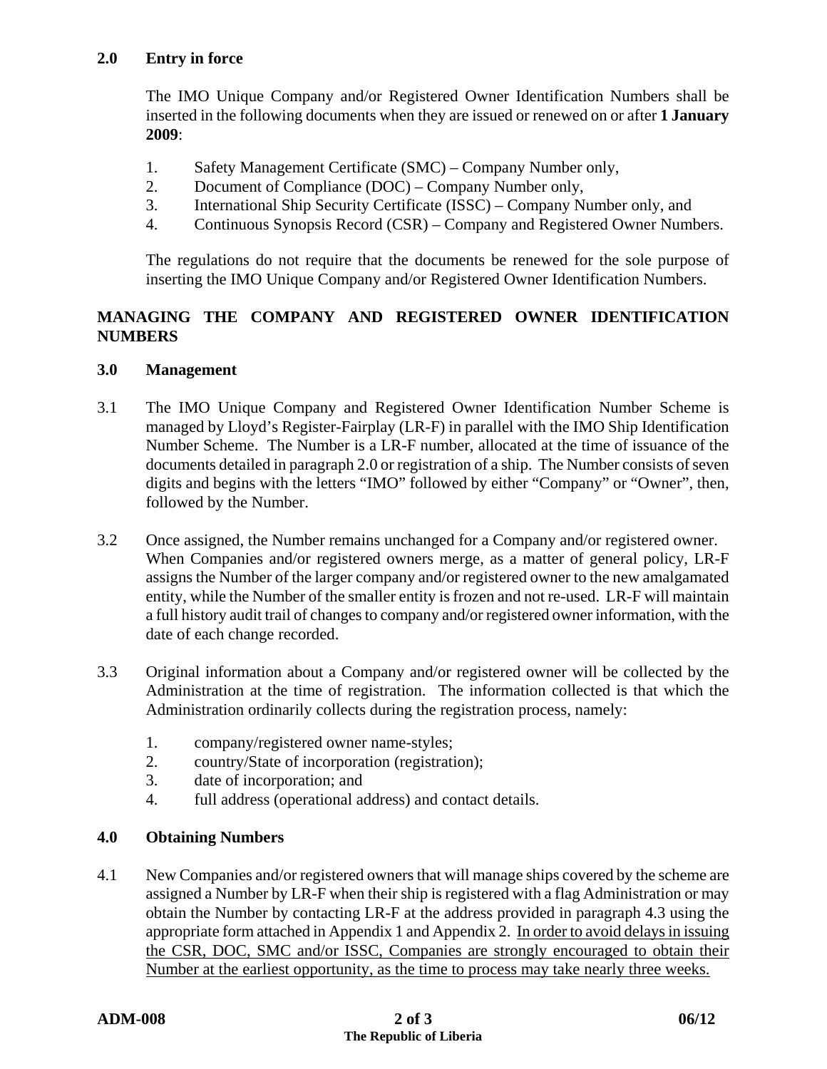## 2.0 Entry in force

The IMO Unique Company and/or Registered Owner Identification Numbers shall be inserted in the following documents when they are issued or renewed on or after **1 January 2009**:

1. Safety Management Certificate (SMC) – Company Number only,
2. Document of Compliance (DOC) – Company Number only,
3. International Ship Security Certificate (ISSC) – Company Number only, and
4. Continuous Synopsis Record (CSR) – Company and Registered Owner Numbers.

The regulations do not require that the documents be renewed for the sole purpose of inserting the IMO Unique Company and/or Registered Owner Identification Numbers.

# MANAGING THE COMPANY AND REGISTERED OWNER IDENTIFICATION NUMBERS

## 3.0 Management

3.1 The IMO Unique Company and Registered Owner Identification Number Scheme is managed by Lloyd's Register-Fairplay (LR-F) in parallel with the IMO Ship Identification Number Scheme. The Number is a LR-F number, allocated at the time of issuance of the documents detailed in paragraph 2.0 or registration of a ship. The Number consists of seven digits and begins with the letters "IMO" followed by either "Company" or "Owner", then, followed by the Number.

3.2 Once assigned, the Number remains unchanged for a Company and/or registered owner. When Companies and/or registered owners merge, as a matter of general policy, LR-F assigns the Number of the larger company and/or registered owner to the new amalgamated entity, while the Number of the smaller entity is frozen and not re-used. LR-F will maintain a full history audit trail of changes to company and/or registered owner information, with the date of each change recorded.

3.3 Original information about a Company and/or registered owner will be collected by the Administration at the time of registration. The information collected is that which the Administration ordinarily collects during the registration process, namely:

1. company/registered owner name-styles;
2. country/State of incorporation (registration);
3. date of incorporation; and
4. full address (operational address) and contact details.

## 4.0 Obtaining Numbers

4.1 New Companies and/or registered owners that will manage ships covered by the scheme are assigned a Number by LR-F when their ship is registered with a flag Administration or may obtain the Number by contacting LR-F at the address provided in paragraph 4.3 using the appropriate form attached in Appendix 1 and Appendix 2. <u>In order to avoid delays in issuing the CSR, DOC, SMC and/or ISSC, Companies are strongly encouraged to obtain their Number at the earliest opportunity, as the time to process may take nearly three weeks.</u>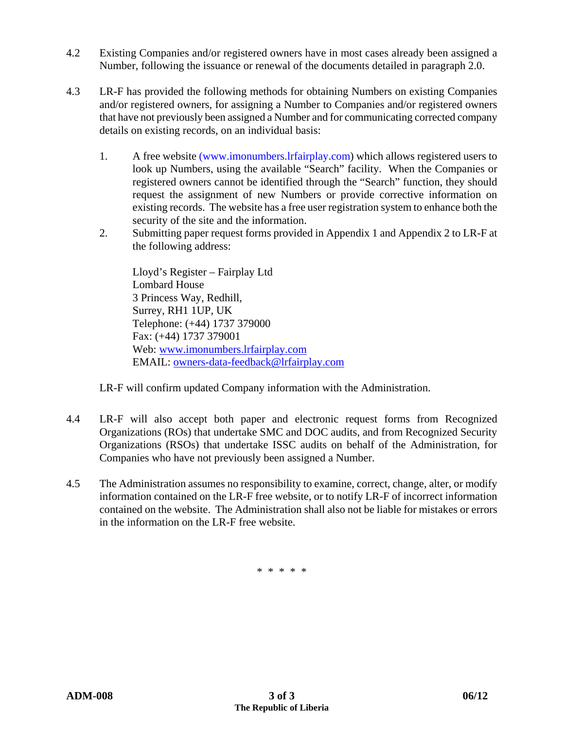4.2 Existing Companies and/or registered owners have in most cases already been assigned a Number, following the issuance or renewal of the documents detailed in paragraph 2.0.

4.3 LR-F has provided the following methods for obtaining Numbers on existing Companies and/or registered owners, for assigning a Number to Companies and/or registered owners that have not previously been assigned a Number and for communicating corrected company details on existing records, on an individual basis:

1. A free website (www.imonumbers.lrfairplay.com) which allows registered users to look up Numbers, using the available "Search" facility. When the Companies or registered owners cannot be identified through the "Search" function, they should request the assignment of new Numbers or provide corrective information on existing records. The website has a free user registration system to enhance both the security of the site and the information.
2. Submitting paper request forms provided in Appendix 1 and Appendix 2 to LR-F at the following address:

   Lloyd's Register – Fairplay Ltd
   Lombard House
   3 Princess Way, Redhill,
   Surrey, RH1 1UP, UK
   Telephone: (+44) 1737 379000
   Fax: (+44) 1737 379001
   Web: www.imonumbers.lrfairplay.com
   EMAIL: owners-data-feedback@lrfairplay.com

LR-F will confirm updated Company information with the Administration.

4.4 LR-F will also accept both paper and electronic request forms from Recognized Organizations (ROs) that undertake SMC and DOC audits, and from Recognized Security Organizations (RSOs) that undertake ISSC audits on behalf of the Administration, for Companies who have not previously been assigned a Number.

4.5 The Administration assumes no responsibility to examine, correct, change, alter, or modify information contained on the LR-F free website, or to notify LR-F of incorrect information contained on the website. The Administration shall also not be liable for mistakes or errors in the information on the LR-F free website.

\* \* \* \* \*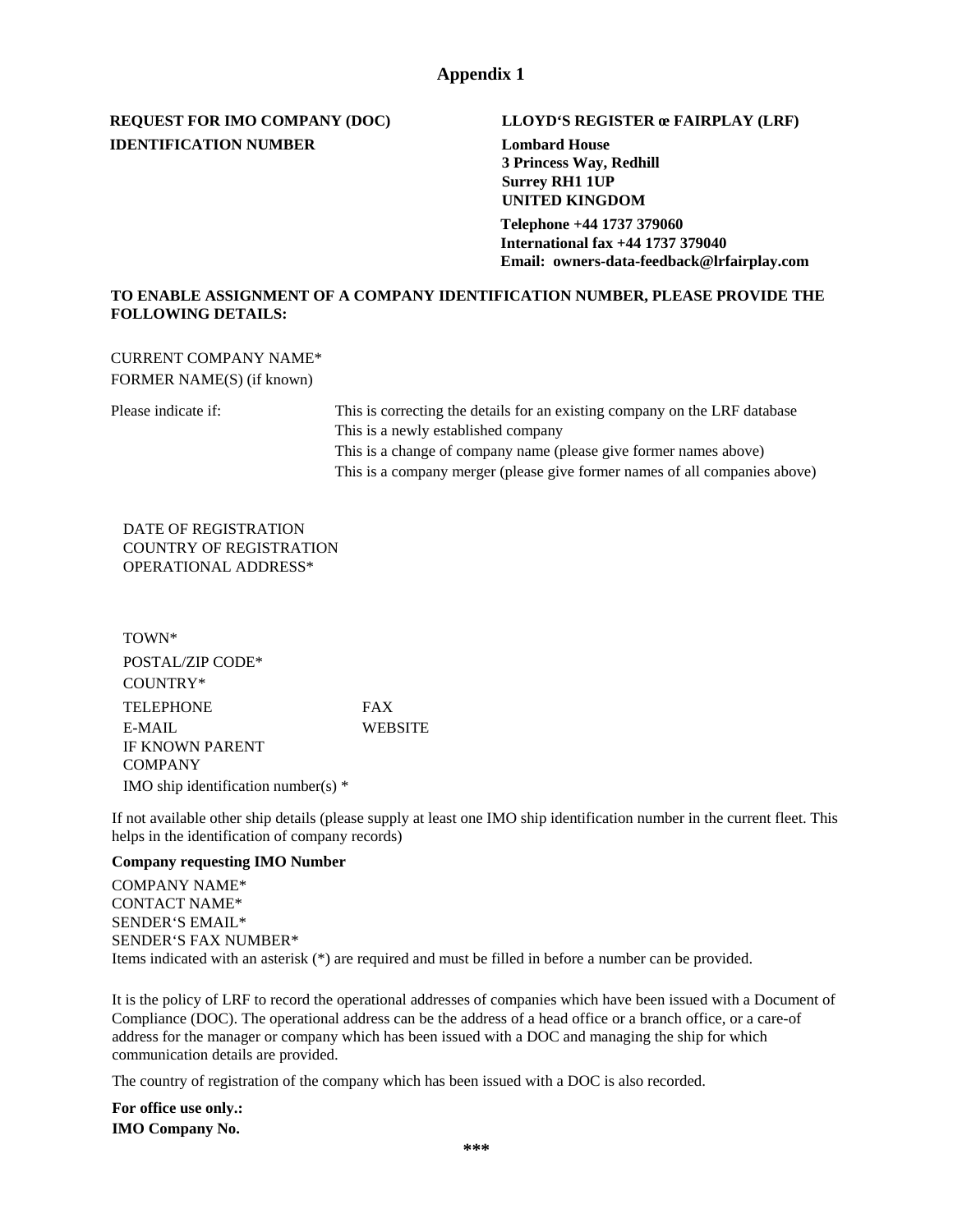## Appendix 1

**REQUEST FOR IMO COMPANY (DOC) IDENTIFICATION NUMBER**

**LLOYD'S REGISTER œ FAIRPLAY (LRF)**
**Lombard House**
**3 Princess Way, Redhill**
**Surrey RH1 1UP**
**UNITED KINGDOM**
**Telephone +44 1737 379060**
**International fax +44 1737 379040**
**Email: owners-data-feedback@lrfairplay.com**

**TO ENABLE ASSIGNMENT OF A COMPANY IDENTIFICATION NUMBER, PLEASE PROVIDE THE FOLLOWING DETAILS:**

CURRENT COMPANY NAME*
FORMER NAME(S) (if known)

Please indicate if:
- This is correcting the details for an existing company on the LRF database
- This is a newly established company
- This is a change of company name (please give former names above)
- This is a company merger (please give former names of all companies above)

DATE OF REGISTRATION
COUNTRY OF REGISTRATION
OPERATIONAL ADDRESS*

TOWN*
POSTAL/ZIP CODE*
COUNTRY*
TELEPHONE FAX
E-MAIL WEBSITE
IF KNOWN PARENT COMPANY
IMO ship identification number(s) *

If not available other ship details (please supply at least one IMO ship identification number in the current fleet. This helps in the identification of company records)

**Company requesting IMO Number**

COMPANY NAME*
CONTACT NAME*
SENDER'S EMAIL*
SENDER'S FAX NUMBER*
Items indicated with an asterisk (*) are required and must be filled in before a number can be provided.

It is the policy of LRF to record the operational addresses of companies which have been issued with a Document of Compliance (DOC). The operational address can be the address of a head office or a branch office, or a care-of address for the manager or company which has been issued with a DOC and managing the ship for which communication details are provided.

The country of registration of the company which has been issued with a DOC is also recorded.

**For office use only.:**
**IMO Company No.**

***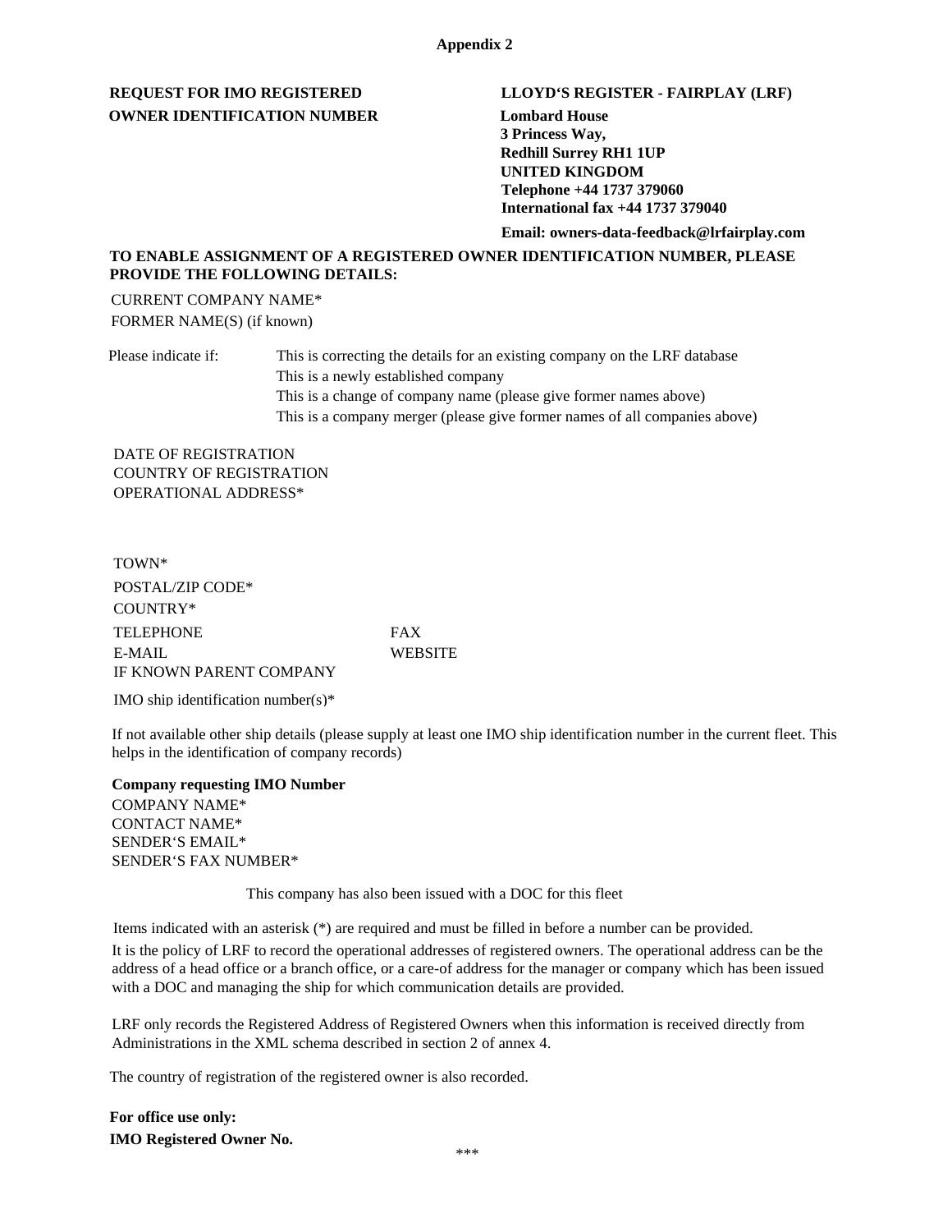**Appendix 2**

**REQUEST FOR IMO REGISTERED OWNER IDENTIFICATION NUMBER**

**LLOYD'S REGISTER - FAIRPLAY (LRF)**
**Lombard House**
**3 Princess Way,**
**Redhill Surrey RH1 1UP**
**UNITED KINGDOM**
**Telephone +44 1737 379060**
**International fax +44 1737 379040**

**Email: owners-data-feedback@lrfairplay.com**

**TO ENABLE ASSIGNMENT OF A REGISTERED OWNER IDENTIFICATION NUMBER, PLEASE PROVIDE THE FOLLOWING DETAILS:**

CURRENT COMPANY NAME*
FORMER NAME(S) (if known)

Please indicate if:
- This is correcting the details for an existing company on the LRF database
- This is a newly established company
- This is a change of company name (please give former names above)
- This is a company merger (please give former names of all companies above)

DATE OF REGISTRATION
COUNTRY OF REGISTRATION
OPERATIONAL ADDRESS*

TOWN*
POSTAL/ZIP CODE*
COUNTRY*
TELEPHONE FAX
E-MAIL WEBSITE
IF KNOWN PARENT COMPANY

IMO ship identification number(s)*

If not available other ship details (please supply at least one IMO ship identification number in the current fleet. This helps in the identification of company records)

**Company requesting IMO Number**
COMPANY NAME*
CONTACT NAME*
SENDER'S EMAIL*
SENDER'S FAX NUMBER*

This company has also been issued with a DOC for this fleet

Items indicated with an asterisk (*) are required and must be filled in before a number can be provided.

It is the policy of LRF to record the operational addresses of registered owners. The operational address can be the address of a head office or a branch office, or a care-of address for the manager or company which has been issued with a DOC and managing the ship for which communication details are provided.

LRF only records the Registered Address of Registered Owners when this information is received directly from Administrations in the XML schema described in section 2 of annex 4.

The country of registration of the registered owner is also recorded.

**For office use only:**
**IMO Registered Owner No.**

***